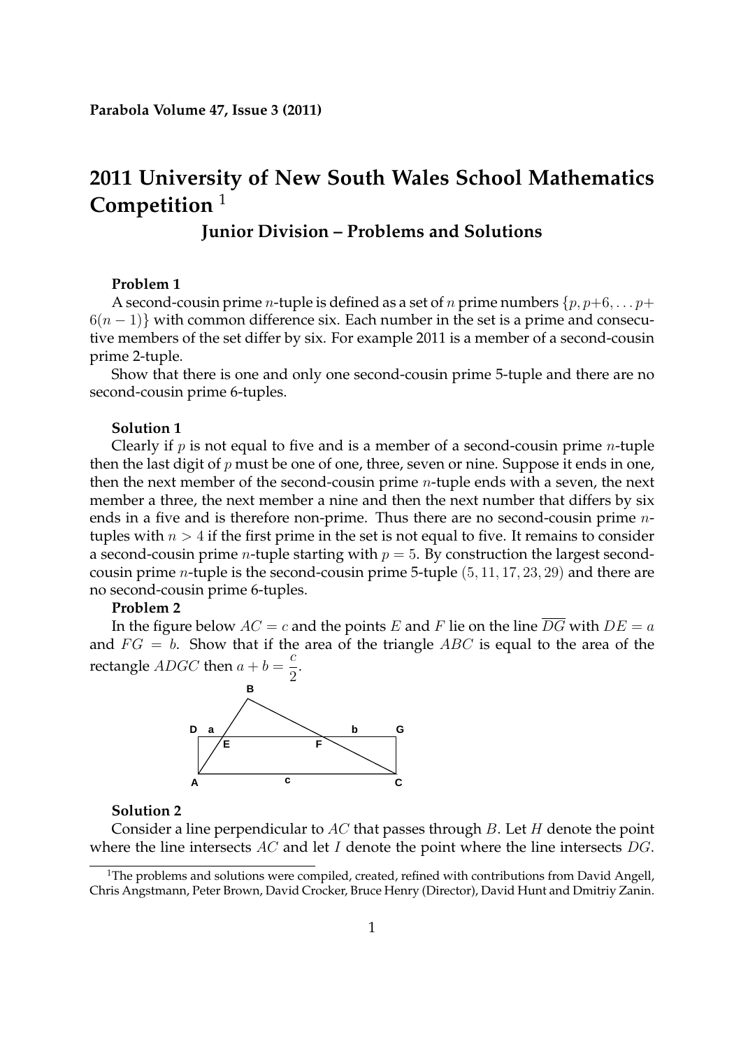**Parabola Volume 47, Issue 3 (2011)**

# 2011 University of New South Wales School Mathematics Competition [1]

## Junior Division – Problems and Solutions

**Problem 1**

A second-cousin prime $n$-tuple is defined as a set of $n$ prime numbers $\{p, p+6, \ldots p+6(n-1)\}$ with common difference six. Each number in the set is a prime and consecutive members of the set differ by six. For example 2011 is a member of a second-cousin prime 2-tuple.

Show that there is one and only one second-cousin prime 5-tuple and there are no second-cousin prime 6-tuples.

**Solution 1**

Clearly if $p$ is not equal to five and is a member of a second-cousin prime $n$-tuple then the last digit of $p$ must be one of one, three, seven or nine. Suppose it ends in one, then the next member of the second-cousin prime $n$-tuple ends with a seven, the next member a three, the next member a nine and then the next number that differs by six ends in a five and is therefore non-prime. Thus there are no second-cousin prime $n$-tuples with $n > 4$ if the first prime in the set is not equal to five. It remains to consider a second-cousin prime $n$-tuple starting with $p = 5$. By construction the largest second-cousin prime $n$-tuple is the second-cousin prime 5-tuple $(5, 11, 17, 23, 29)$ and there are no second-cousin prime 6-tuples.

**Problem 2**

In the figure below $AC = c$ and the points $E$ and $F$ lie on the line $\overline{DG}$ with $DE = a$ and $FG = b$. Show that if the area of the triangle $ABC$ is equal to the area of the rectangle $ADGC$ then $a + b = \dfrac{c}{2}$.

**Solution 2**

Consider a line perpendicular to $AC$ that passes through $B$. Let $H$ denote the point where the line intersects $AC$ and let $I$ denote the point where the line intersects $DG$.

[1] The problems and solutions were compiled, created, refined with contributions from David Angell, Chris Angstmann, Peter Brown, David Crocker, Bruce Henry (Director), David Hunt and Dmitriy Zanin.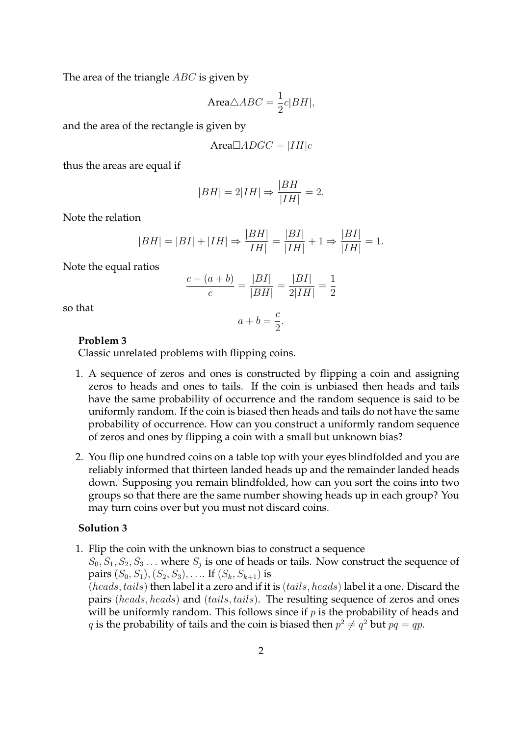The area of the triangle $ABC$ is given by

$$\text{Area}\triangle ABC = \frac{1}{2}c|BH|,$$

and the area of the rectangle is given by

$$\text{Area}\square ADGC = |IH|c$$

thus the areas are equal if

$$|BH| = 2|IH| \Rightarrow \frac{|BH|}{|IH|} = 2.$$

Note the relation

$$|BH| = |BI| + |IH| \Rightarrow \frac{|BH|}{|IH|} = \frac{|BI|}{|IH|} + 1 \Rightarrow \frac{|BI|}{|IH|} = 1.$$

Note the equal ratios

$$\frac{c-(a+b)}{c} = \frac{|BI|}{|BH|} = \frac{|BI|}{2|IH|} = \frac{1}{2}$$

so that

$$a + b = \frac{c}{2}.$$

**Problem 3**

Classic unrelated problems with flipping coins.

1. A sequence of zeros and ones is constructed by flipping a coin and assigning zeros to heads and ones to tails. If the coin is unbiased then heads and tails have the same probability of occurrence and the random sequence is said to be uniformly random. If the coin is biased then heads and tails do not have the same probability of occurrence. How can you construct a uniformly random sequence of zeros and ones by flipping a coin with a small but unknown bias?

2. You flip one hundred coins on a table top with your eyes blindfolded and you are reliably informed that thirteen landed heads up and the remainder landed heads down. Supposing you remain blindfolded, how can you sort the coins into two groups so that there are the same number showing heads up in each group? You may turn coins over but you must not discard coins.

**Solution 3**

1. Flip the coin with the unknown bias to construct a sequence $S_0, S_1, S_2, S_3 \ldots$ where $S_j$ is one of heads or tails. Now construct the sequence of pairs $(S_0, S_1), (S_2, S_3), \ldots$. If $(S_k, S_{k+1})$ is $(heads, tails)$ then label it a zero and if it is $(tails, heads)$ label it a one. Discard the pairs $(heads, heads)$ and $(tails, tails)$. The resulting sequence of zeros and ones will be uniformly random. This follows since if $p$ is the probability of heads and $q$ is the probability of tails and the coin is biased then $p^2 \neq q^2$ but $pq = qp$.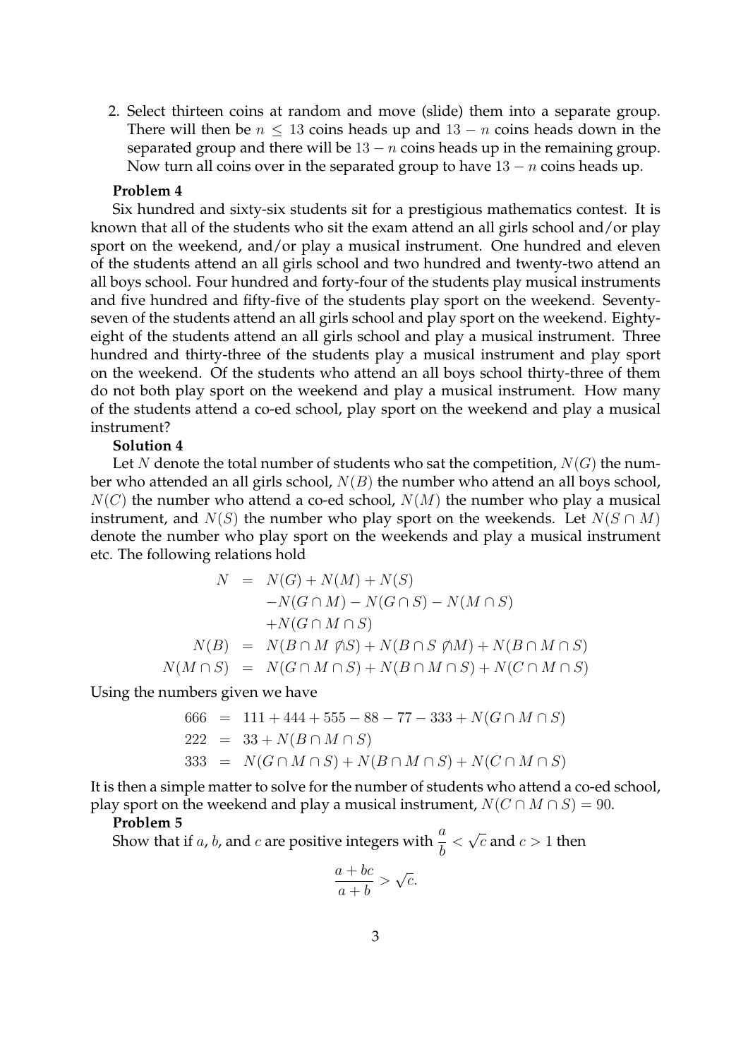2. Select thirteen coins at random and move (slide) them into a separate group. There will then be $n \leq 13$ coins heads up and $13 - n$ coins heads down in the separated group and there will be $13 - n$ coins heads up in the remaining group. Now turn all coins over in the separated group to have $13 - n$ coins heads up.

**Problem 4**

Six hundred and sixty-six students sit for a prestigious mathematics contest. It is known that all of the students who sit the exam attend an all girls school and/or play sport on the weekend, and/or play a musical instrument. One hundred and eleven of the students attend an all girls school and two hundred and twenty-two attend an all boys school. Four hundred and forty-four of the students play musical instruments and five hundred and fifty-five of the students play sport on the weekend. Seventy-seven of the students attend an all girls school and play sport on the weekend. Eighty-eight of the students attend an all girls school and play a musical instrument. Three hundred and thirty-three of the students play a musical instrument and play sport on the weekend. Of the students who attend an all boys school thirty-three of them do not both play sport on the weekend and play a musical instrument. How many of the students attend a co-ed school, play sport on the weekend and play a musical instrument?

**Solution 4**

Let $N$ denote the total number of students who sat the competition, $N(G)$ the number who attended an all girls school, $N(B)$ the number who attend an all boys school, $N(C)$ the number who attend a co-ed school, $N(M)$ the number who play a musical instrument, and $N(S)$ the number who play sport on the weekends. Let $N(S \cap M)$ denote the number who play sport on the weekends and play a musical instrument etc. The following relations hold

$$
\begin{aligned}
N &= N(G) + N(M) + N(S) \\
&\quad - N(G \cap M) - N(G \cap S) - N(M \cap S) \\
&\quad + N(G \cap M \cap S) \\
N(B) &= N(B \cap M \not\cap S) + N(B \cap S \not\cap M) + N(B \cap M \cap S) \\
N(M \cap S) &= N(G \cap M \cap S) + N(B \cap M \cap S) + N(C \cap M \cap S)
\end{aligned}
$$

Using the numbers given we have

$$
\begin{aligned}
666 &= 111 + 444 + 555 - 88 - 77 - 333 + N(G \cap M \cap S) \\
222 &= 33 + N(B \cap M \cap S) \\
333 &= N(G \cap M \cap S) + N(B \cap M \cap S) + N(C \cap M \cap S)
\end{aligned}
$$

It is then a simple matter to solve for the number of students who attend a co-ed school, play sport on the weekend and play a musical instrument, $N(C \cap M \cap S) = 90$.

**Problem 5**

Show that if $a$, $b$, and $c$ are positive integers with $\frac{a}{b} < \sqrt{c}$ and $c > 1$ then

$$
\frac{a + bc}{a + b} > \sqrt{c}.
$$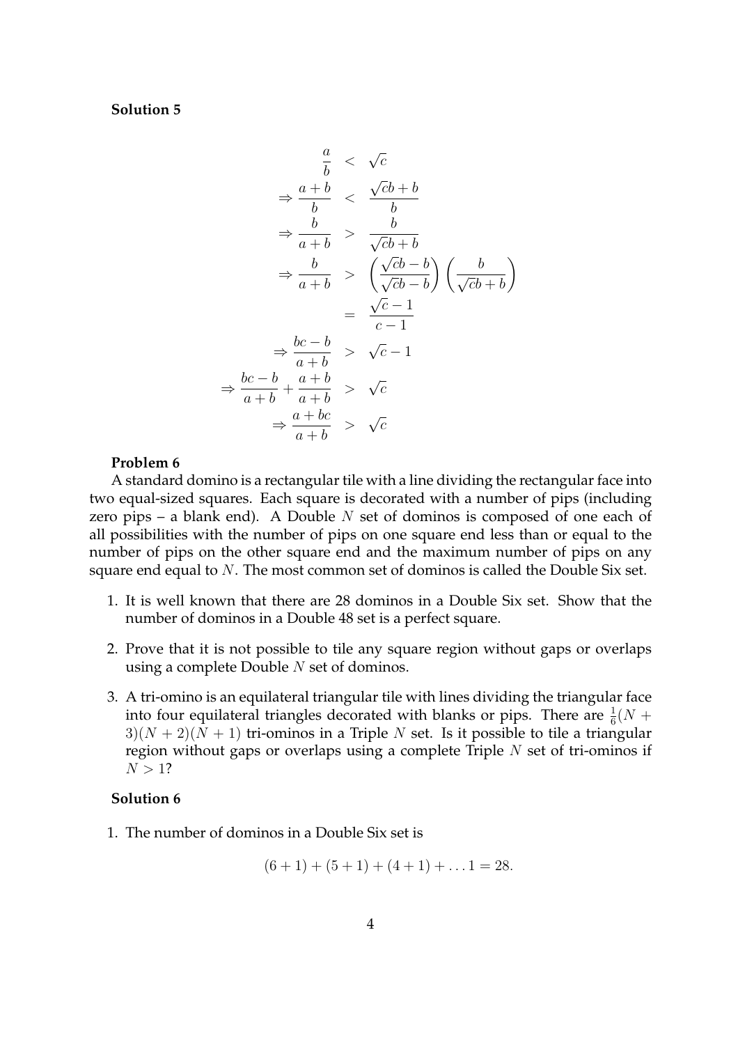**Solution 5**

$$
\begin{aligned}
\frac{a}{b} &< \sqrt{c} \\
\Rightarrow \frac{a+b}{b} &< \frac{\sqrt{c}b+b}{b} \\
\Rightarrow \frac{b}{a+b} &> \frac{b}{\sqrt{c}b+b} \\
\Rightarrow \frac{b}{a+b} &> \left(\frac{\sqrt{c}b-b}{\sqrt{c}b-b}\right)\left(\frac{b}{\sqrt{c}b+b}\right) \\
&= \frac{\sqrt{c}-1}{c-1} \\
\Rightarrow \frac{bc-b}{a+b} &> \sqrt{c}-1 \\
\Rightarrow \frac{bc-b}{a+b} + \frac{a+b}{a+b} &> \sqrt{c} \\
\Rightarrow \frac{a+bc}{a+b} &> \sqrt{c}
\end{aligned}
$$

**Problem 6**

A standard domino is a rectangular tile with a line dividing the rectangular face into two equal-sized squares. Each square is decorated with a number of pips (including zero pips – a blank end). A Double $N$ set of dominos is composed of one each of all possibilities with the number of pips on one square end less than or equal to the number of pips on the other square end and the maximum number of pips on any square end equal to $N$. The most common set of dominos is called the Double Six set.

1. It is well known that there are 28 dominos in a Double Six set. Show that the number of dominos in a Double 48 set is a perfect square.
2. Prove that it is not possible to tile any square region without gaps or overlaps using a complete Double $N$ set of dominos.
3. A tri-omino is an equilateral triangular tile with lines dividing the triangular face into four equilateral triangles decorated with blanks or pips. There are $\frac{1}{6}(N+3)(N+2)(N+1)$ tri-ominos in a Triple $N$ set. Is it possible to tile a triangular region without gaps or overlaps using a complete Triple $N$ set of tri-ominos if $N > 1$?

**Solution 6**

1. The number of dominos in a Double Six set is

$$(6+1) + (5+1) + (4+1) + \ldots 1 = 28.$$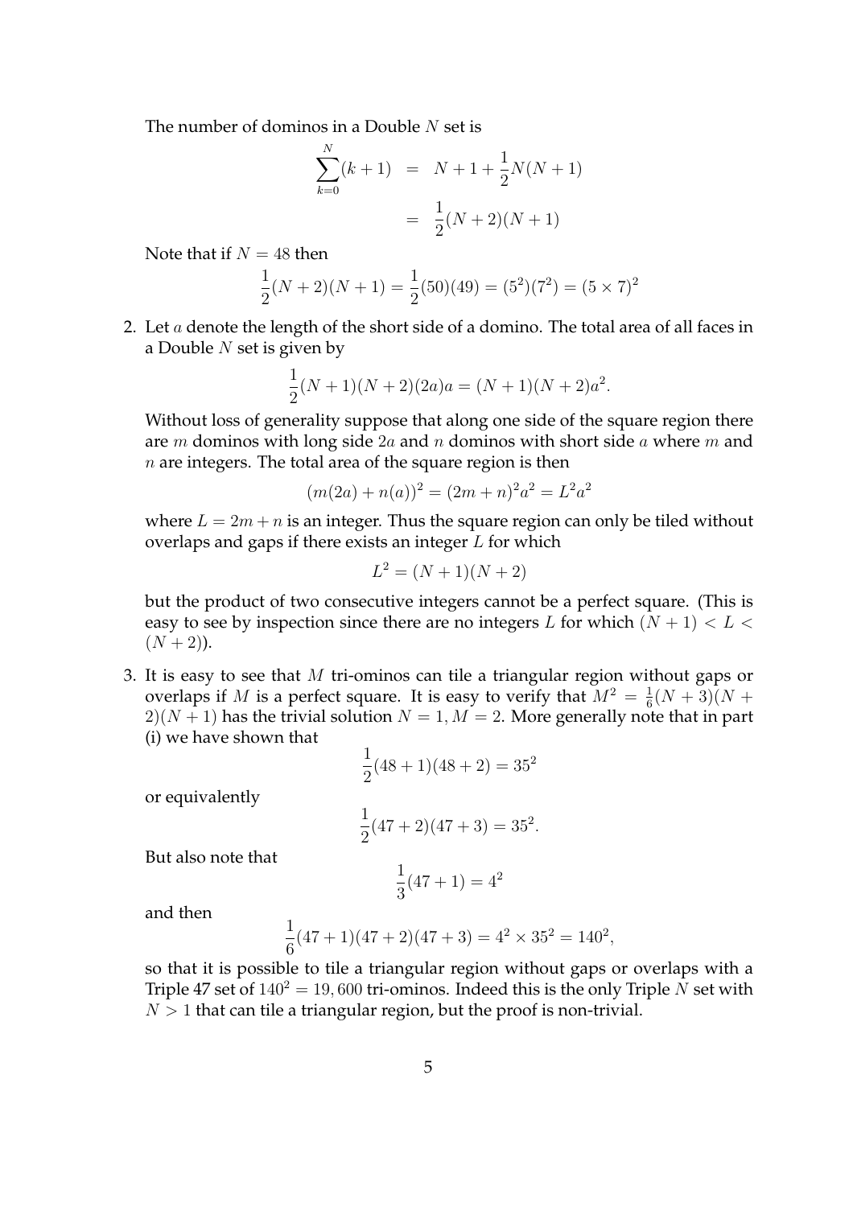The number of dominos in a Double $N$ set is

$$\begin{aligned}\sum_{k=0}^{N}(k+1) &= N+1+\frac{1}{2}N(N+1) \\ &= \frac{1}{2}(N+2)(N+1)\end{aligned}$$

Note that if $N = 48$ then

$$\frac{1}{2}(N+2)(N+1) = \frac{1}{2}(50)(49) = (5^2)(7^2) = (5\times 7)^2$$

2. Let $a$ denote the length of the short side of a domino. The total area of all faces in a Double $N$ set is given by

$$\frac{1}{2}(N+1)(N+2)(2a)a = (N+1)(N+2)a^2.$$

Without loss of generality suppose that along one side of the square region there are $m$ dominos with long side $2a$ and $n$ dominos with short side $a$ where $m$ and $n$ are integers. The total area of the square region is then

$$(m(2a)+n(a))^2 = (2m+n)^2a^2 = L^2a^2$$

where $L = 2m+n$ is an integer. Thus the square region can only be tiled without overlaps and gaps if there exists an integer $L$ for which

$$L^2 = (N+1)(N+2)$$

but the product of two consecutive integers cannot be a perfect square. (This is easy to see by inspection since there are no integers $L$ for which $(N+1) < L < (N+2)$).

3. It is easy to see that $M$ tri-ominos can tile a triangular region without gaps or overlaps if $M$ is a perfect square. It is easy to verify that $M^2 = \frac{1}{6}(N+3)(N+2)(N+1)$ has the trivial solution $N=1, M=2$. More generally note that in part (i) we have shown that

$$\frac{1}{2}(48+1)(48+2) = 35^2$$

or equivalently

$$\frac{1}{2}(47+2)(47+3) = 35^2.$$

But also note that

$$\frac{1}{3}(47+1) = 4^2$$

and then

$$\frac{1}{6}(47+1)(47+2)(47+3) = 4^2\times 35^2 = 140^2,$$

so that it is possible to tile a triangular region without gaps or overlaps with a Triple 47 set of $140^2 = 19,600$ tri-ominos. Indeed this is the only Triple $N$ set with $N > 1$ that can tile a triangular region, but the proof is non-trivial.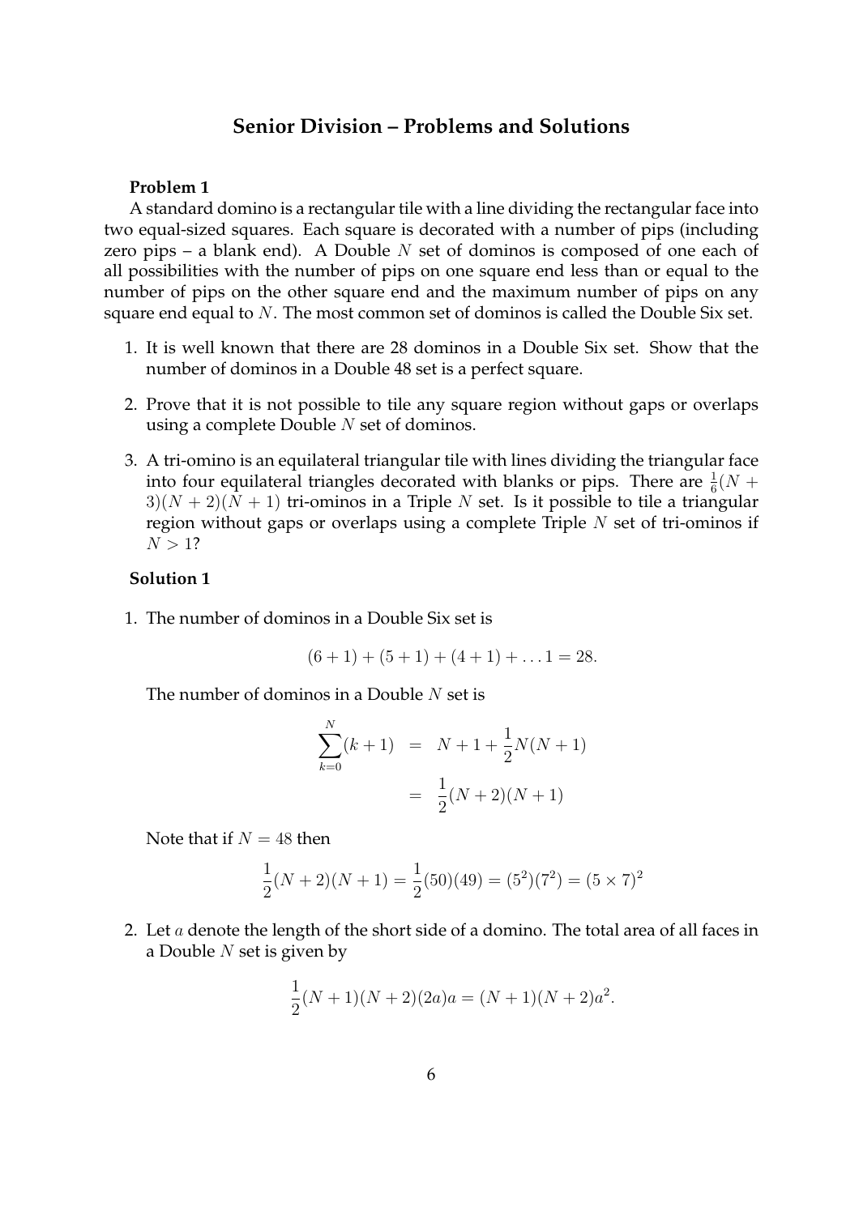## Senior Division – Problems and Solutions

**Problem 1**

A standard domino is a rectangular tile with a line dividing the rectangular face into two equal-sized squares. Each square is decorated with a number of pips (including zero pips – a blank end). A Double $N$ set of dominos is composed of one each of all possibilities with the number of pips on one square end less than or equal to the number of pips on the other square end and the maximum number of pips on any square end equal to $N$. The most common set of dominos is called the Double Six set.

1. It is well known that there are 28 dominos in a Double Six set. Show that the number of dominos in a Double 48 set is a perfect square.
2. Prove that it is not possible to tile any square region without gaps or overlaps using a complete Double $N$ set of dominos.
3. A tri-omino is an equilateral triangular tile with lines dividing the triangular face into four equilateral triangles decorated with blanks or pips. There are $\frac{1}{6}(N+3)(N+2)(N+1)$ tri-ominos in a Triple $N$ set. Is it possible to tile a triangular region without gaps or overlaps using a complete Triple $N$ set of tri-ominos if $N > 1$?

**Solution 1**

1. The number of dominos in a Double Six set is

$$(6+1)+(5+1)+(4+1)+\ldots 1 = 28.$$

The number of dominos in a Double $N$ set is

$$\begin{aligned}\sum_{k=0}^{N}(k+1) &= N+1+\frac{1}{2}N(N+1) \\ &= \frac{1}{2}(N+2)(N+1)\end{aligned}$$

Note that if $N = 48$ then

$$\frac{1}{2}(N+2)(N+1) = \frac{1}{2}(50)(49) = (5^2)(7^2) = (5\times 7)^2$$

2. Let $a$ denote the length of the short side of a domino. The total area of all faces in a Double $N$ set is given by

$$\frac{1}{2}(N+1)(N+2)(2a)a = (N+1)(N+2)a^2.$$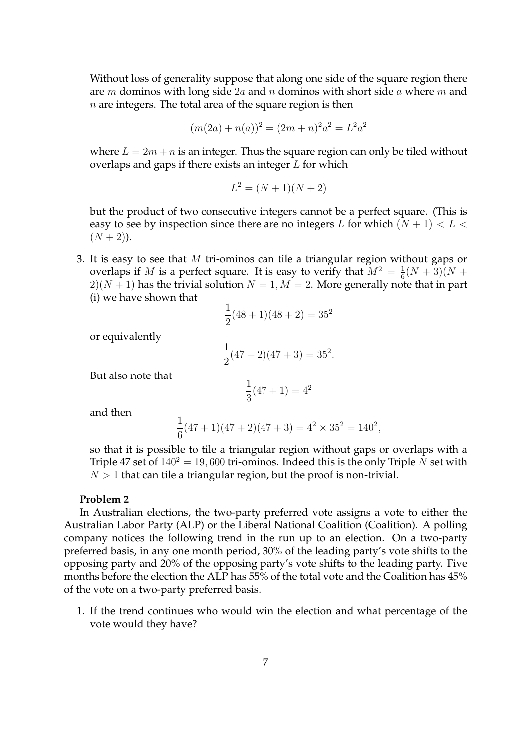Without loss of generality suppose that along one side of the square region there are $m$ dominos with long side $2a$ and $n$ dominos with short side $a$ where $m$ and $n$ are integers. The total area of the square region is then

$$(m(2a) + n(a))^2 = (2m+n)^2 a^2 = L^2 a^2$$

where $L = 2m + n$ is an integer. Thus the square region can only be tiled without overlaps and gaps if there exists an integer $L$ for which

$$L^2 = (N+1)(N+2)$$

but the product of two consecutive integers cannot be a perfect square. (This is easy to see by inspection since there are no integers $L$ for which $(N+1) < L < (N+2)$).

3. It is easy to see that $M$ tri-ominos can tile a triangular region without gaps or overlaps if $M$ is a perfect square. It is easy to verify that $M^2 = \frac{1}{6}(N+3)(N+2)(N+1)$ has the trivial solution $N = 1, M = 2$. More generally note that in part (i) we have shown that

$$\frac{1}{2}(48+1)(48+2) = 35^2$$

or equivalently

$$\frac{1}{2}(47+2)(47+3) = 35^2.$$

But also note that

$$\frac{1}{3}(47+1) = 4^2$$

and then

$$\frac{1}{6}(47+1)(47+2)(47+3) = 4^2 \times 35^2 = 140^2,$$

so that it is possible to tile a triangular region without gaps or overlaps with a Triple 47 set of $140^2 = 19,600$ tri-ominos. Indeed this is the only Triple $N$ set with $N > 1$ that can tile a triangular region, but the proof is non-trivial.

**Problem 2**

In Australian elections, the two-party preferred vote assigns a vote to either the Australian Labor Party (ALP) or the Liberal National Coalition (Coalition). A polling company notices the following trend in the run up to an election. On a two-party preferred basis, in any one month period, 30% of the leading party's vote shifts to the opposing party and 20% of the opposing party's vote shifts to the leading party. Five months before the election the ALP has 55% of the total vote and the Coalition has 45% of the vote on a two-party preferred basis.

1. If the trend continues who would win the election and what percentage of the vote would they have?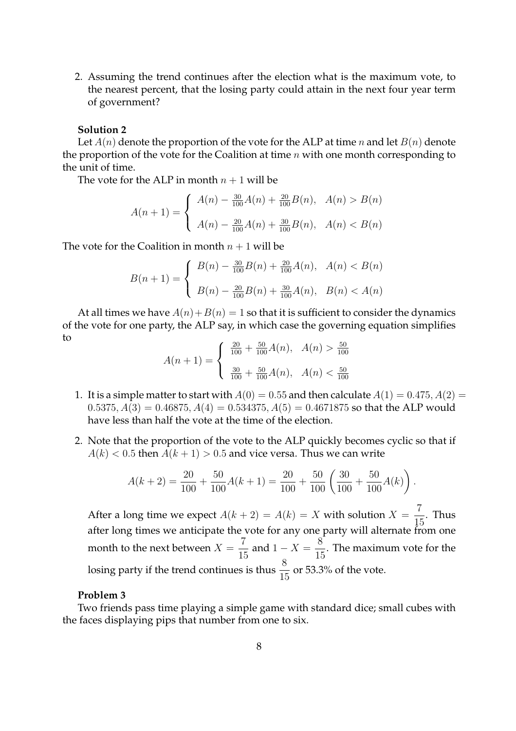2. Assuming the trend continues after the election what is the maximum vote, to the nearest percent, that the losing party could attain in the next four year term of government?

**Solution 2**

Let $A(n)$ denote the proportion of the vote for the ALP at time $n$ and let $B(n)$ denote the proportion of the vote for the Coalition at time $n$ with one month corresponding to the unit of time.

The vote for the ALP in month $n+1$ will be

$$A(n+1) = \begin{cases} A(n) - \frac{30}{100}A(n) + \frac{20}{100}B(n), & A(n) > B(n) \\ \\ A(n) - \frac{20}{100}A(n) + \frac{30}{100}B(n), & A(n) < B(n) \end{cases}$$

The vote for the Coalition in month $n+1$ will be

$$B(n+1) = \begin{cases} B(n) - \frac{30}{100}B(n) + \frac{20}{100}A(n), & A(n) < B(n) \\ \\ B(n) - \frac{20}{100}B(n) + \frac{30}{100}A(n), & B(n) < A(n) \end{cases}$$

At all times we have $A(n) + B(n) = 1$ so that it is sufficient to consider the dynamics of the vote for one party, the ALP say, in which case the governing equation simplifies to

$$A(n+1) = \begin{cases} \frac{20}{100} + \frac{50}{100}A(n), & A(n) > \frac{50}{100} \\ \\ \frac{30}{100} + \frac{50}{100}A(n), & A(n) < \frac{50}{100} \end{cases}$$

1. It is a simple matter to start with $A(0) = 0.55$ and then calculate $A(1) = 0.475$, $A(2) = 0.5375$, $A(3) = 0.46875$, $A(4) = 0.534375$, $A(5) = 0.4671875$ so that the ALP would have less than half the vote at the time of the election.

2. Note that the proportion of the vote to the ALP quickly becomes cyclic so that if $A(k) < 0.5$ then $A(k+1) > 0.5$ and vice versa. Thus we can write

$$A(k+2) = \frac{20}{100} + \frac{50}{100}A(k+1) = \frac{20}{100} + \frac{50}{100}\left(\frac{30}{100} + \frac{50}{100}A(k)\right).$$

After a long time we expect $A(k+2) = A(k) = X$ with solution $X = \frac{7}{15}$. Thus after long times we anticipate the vote for any one party will alternate from one month to the next between $X = \frac{7}{15}$ and $1 - X = \frac{8}{15}$. The maximum vote for the losing party if the trend continues is thus $\frac{8}{15}$ or 53.3% of the vote.

**Problem 3**

Two friends pass time playing a simple game with standard dice; small cubes with the faces displaying pips that number from one to six.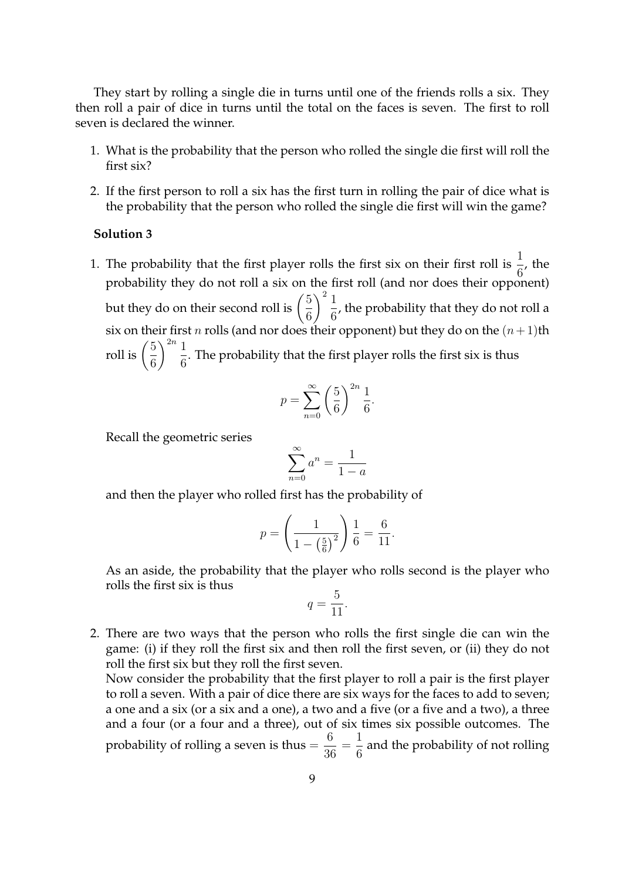They start by rolling a single die in turns until one of the friends rolls a six. They then roll a pair of dice in turns until the total on the faces is seven. The first to roll seven is declared the winner.

1. What is the probability that the person who rolled the single die first will roll the first six?
2. If the first person to roll a six has the first turn in rolling the pair of dice what is the probability that the person who rolled the single die first will win the game?

**Solution 3**

1. The probability that the first player rolls the first six on their first roll is $\frac{1}{6}$, the probability they do not roll a six on the first roll (and nor does their opponent) but they do on their second roll is $\left(\frac{5}{6}\right)^2 \frac{1}{6}$, the probability that they do not roll a six on their first $n$ rolls (and nor does their opponent) but they do on the $(n+1)$th roll is $\left(\frac{5}{6}\right)^{2n} \frac{1}{6}$. The probability that the first player rolls the first six is thus

   $$p = \sum_{n=0}^{\infty} \left(\frac{5}{6}\right)^{2n} \frac{1}{6}.$$

   Recall the geometric series

   $$\sum_{n=0}^{\infty} a^n = \frac{1}{1-a}$$

   and then the player who rolled first has the probability of

   $$p = \left(\frac{1}{1 - \left(\frac{5}{6}\right)^2}\right) \frac{1}{6} = \frac{6}{11}.$$

   As an aside, the probability that the player who rolls second is the player who rolls the first six is thus

   $$q = \frac{5}{11}.$$

2. There are two ways that the person who rolls the first single die can win the game: (i) if they roll the first six and then roll the first seven, or (ii) they do not roll the first six but they roll the first seven.
   Now consider the probability that the first player to roll a pair is the first player to roll a seven. With a pair of dice there are six ways for the faces to add to seven; a one and a six (or a six and a one), a two and a five (or a five and a two), a three and a four (or a four and a three), out of six times six possible outcomes. The probability of rolling a seven is thus $= \frac{6}{36} = \frac{1}{6}$ and the probability of not rolling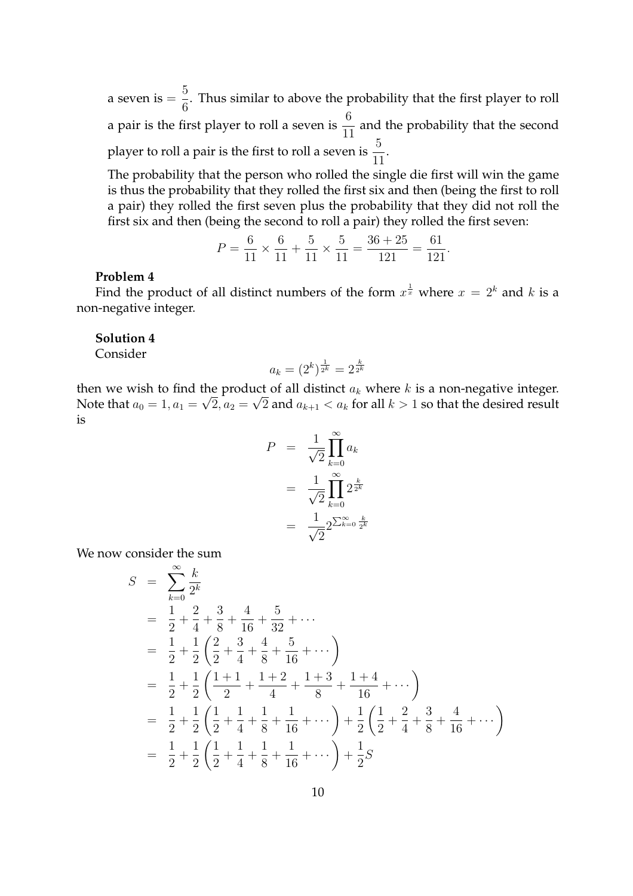a seven is $= \dfrac{5}{6}$. Thus similar to above the probability that the first player to roll a pair is the first player to roll a seven is $\dfrac{6}{11}$ and the probability that the second player to roll a pair is the first to roll a seven is $\dfrac{5}{11}$.

The probability that the person who rolled the single die first will win the game is thus the probability that they rolled the first six and then (being the first to roll a pair) they rolled the first seven plus the probability that they did not roll the first six and then (being the second to roll a pair) they rolled the first seven:

$$P = \frac{6}{11} \times \frac{6}{11} + \frac{5}{11} \times \frac{5}{11} = \frac{36+25}{121} = \frac{61}{121}.$$

**Problem 4**

Find the product of all distinct numbers of the form $x^{\frac{1}{x}}$ where $x = 2^k$ and $k$ is a non-negative integer.

**Solution 4**

Consider

$$a_k = (2^k)^{\frac{1}{2^k}} = 2^{\frac{k}{2^k}}$$

then we wish to find the product of all distinct $a_k$ where $k$ is a non-negative integer. Note that $a_0 = 1, a_1 = \sqrt{2}, a_2 = \sqrt{2}$ and $a_{k+1} < a_k$ for all $k > 1$ so that the desired result is

$$\begin{aligned}
P &= \frac{1}{\sqrt{2}} \prod_{k=0}^{\infty} a_k \\
&= \frac{1}{\sqrt{2}} \prod_{k=0}^{\infty} 2^{\frac{k}{2^k}} \\
&= \frac{1}{\sqrt{2}} 2^{\sum_{k=0}^{\infty} \frac{k}{2^k}}
\end{aligned}$$

We now consider the sum

$$\begin{aligned}
S &= \sum_{k=0}^{\infty} \frac{k}{2^k} \\
&= \frac{1}{2} + \frac{2}{4} + \frac{3}{8} + \frac{4}{16} + \frac{5}{32} + \cdots \\
&= \frac{1}{2} + \frac{1}{2}\left(\frac{2}{2} + \frac{3}{4} + \frac{4}{8} + \frac{5}{16} + \cdots\right) \\
&= \frac{1}{2} + \frac{1}{2}\left(\frac{1+1}{2} + \frac{1+2}{4} + \frac{1+3}{8} + \frac{1+4}{16} + \cdots\right) \\
&= \frac{1}{2} + \frac{1}{2}\left(\frac{1}{2} + \frac{1}{4} + \frac{1}{8} + \frac{1}{16} + \cdots\right) + \frac{1}{2}\left(\frac{1}{2} + \frac{2}{4} + \frac{3}{8} + \frac{4}{16} + \cdots\right) \\
&= \frac{1}{2} + \frac{1}{2}\left(\frac{1}{2} + \frac{1}{4} + \frac{1}{8} + \frac{1}{16} + \cdots\right) + \frac{1}{2}S
\end{aligned}$$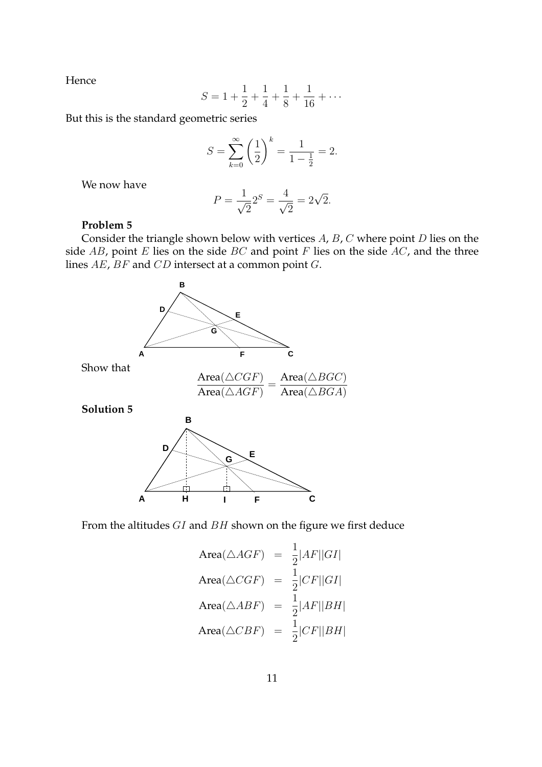Hence

$$S = 1 + \frac{1}{2} + \frac{1}{4} + \frac{1}{8} + \frac{1}{16} + \cdots$$

But this is the standard geometric series

$$S = \sum_{k=0}^{\infty} \left(\frac{1}{2}\right)^k = \frac{1}{1 - \frac{1}{2}} = 2.$$

We now have

$$P = \frac{1}{\sqrt{2}} 2^S = \frac{4}{\sqrt{2}} = 2\sqrt{2}.$$

**Problem 5**

Consider the triangle shown below with vertices $A$, $B$, $C$ where point $D$ lies on the side $AB$, point $E$ lies on the side $BC$ and point $F$ lies on the side $AC$, and the three lines $AE$, $BF$ and $CD$ intersect at a common point $G$.

Show that

$$\frac{\text{Area}(\triangle CGF)}{\text{Area}(\triangle AGF)} = \frac{\text{Area}(\triangle BGC)}{\text{Area}(\triangle BGA)}$$

**Solution 5**

From the altitudes $GI$ and $BH$ shown on the figure we first deduce

$$\begin{aligned}
\text{Area}(\triangle AGF) &= \frac{1}{2}|AF||GI| \\
\text{Area}(\triangle CGF) &= \frac{1}{2}|CF||GI| \\
\text{Area}(\triangle ABF) &= \frac{1}{2}|AF||BH| \\
\text{Area}(\triangle CBF) &= \frac{1}{2}|CF||BH|
\end{aligned}$$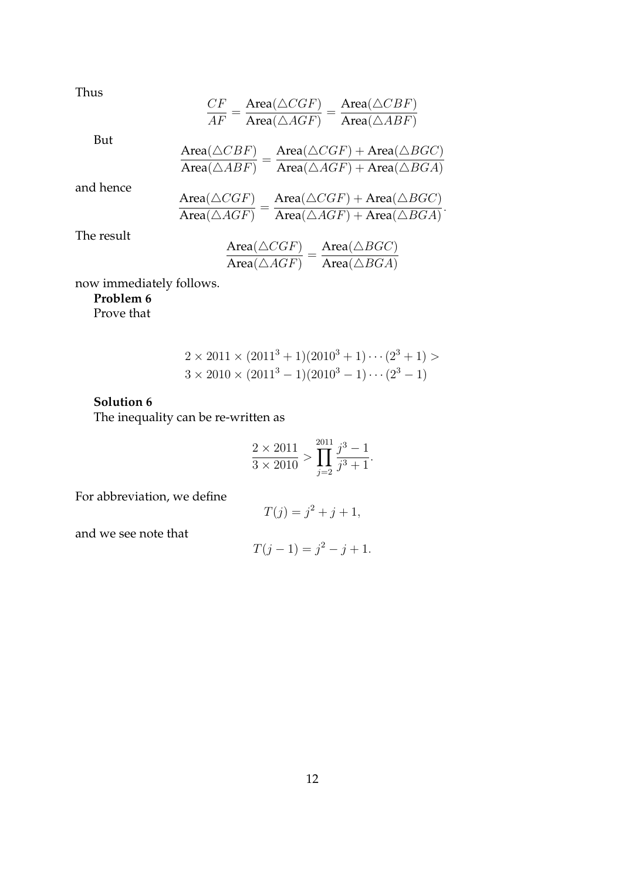Thus

$$\frac{CF}{AF} = \frac{\text{Area}(\triangle CGF)}{\text{Area}(\triangle AGF)} = \frac{\text{Area}(\triangle CBF)}{\text{Area}(\triangle ABF)}$$

But

$$\frac{\text{Area}(\triangle CBF)}{\text{Area}(\triangle ABF)} = \frac{\text{Area}(\triangle CGF) + \text{Area}(\triangle BGC)}{\text{Area}(\triangle AGF) + \text{Area}(\triangle BGA)}$$

and hence

$$\frac{\text{Area}(\triangle CGF)}{\text{Area}(\triangle AGF)} = \frac{\text{Area}(\triangle CGF) + \text{Area}(\triangle BGC)}{\text{Area}(\triangle AGF) + \text{Area}(\triangle BGA)}.$$

The result

$$\frac{\text{Area}(\triangle CGF)}{\text{Area}(\triangle AGF)} = \frac{\text{Area}(\triangle BGC)}{\text{Area}(\triangle BGA)}$$

now immediately follows.

**Problem 6**

Prove that

$$\begin{aligned}
&2 \times 2011 \times (2011^3 + 1)(2010^3 + 1) \cdots (2^3 + 1) > \\
&3 \times 2010 \times (2011^3 - 1)(2010^3 - 1) \cdots (2^3 - 1)
\end{aligned}$$

**Solution 6**

The inequality can be re-written as

$$\frac{2 \times 2011}{3 \times 2010} > \prod_{j=2}^{2011} \frac{j^3 - 1}{j^3 + 1}.$$

For abbreviation, we define

$$T(j) = j^2 + j + 1,$$

and we see note that

$$T(j-1) = j^2 - j + 1.$$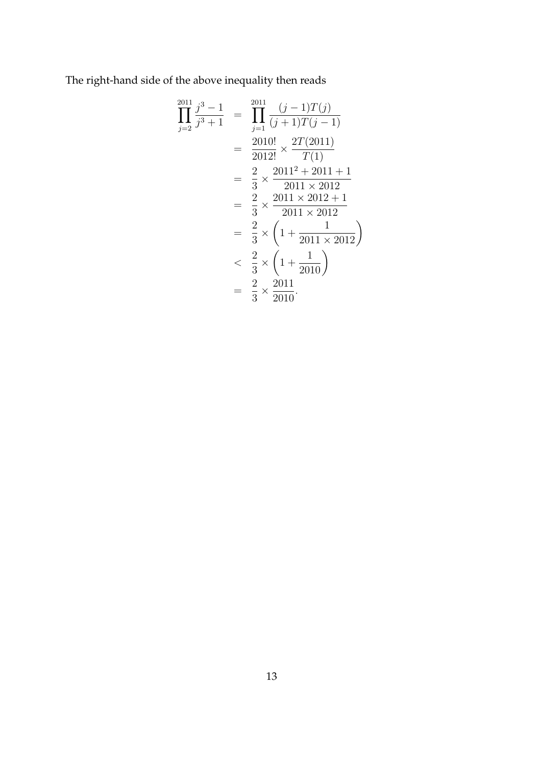The right-hand side of the above inequality then reads

$$
\begin{aligned}
\prod_{j=2}^{2011} \frac{j^3-1}{j^3+1} &= \prod_{j=1}^{2011} \frac{(j-1)T(j)}{(j+1)T(j-1)} \\
&= \frac{2010!}{2012!} \times \frac{2T(2011)}{T(1)} \\
&= \frac{2}{3} \times \frac{2011^2+2011+1}{2011 \times 2012} \\
&= \frac{2}{3} \times \frac{2011 \times 2012 + 1}{2011 \times 2012} \\
&= \frac{2}{3} \times \left(1 + \frac{1}{2011 \times 2012}\right) \\
&< \frac{2}{3} \times \left(1 + \frac{1}{2010}\right) \\
&= \frac{2}{3} \times \frac{2011}{2010}.
\end{aligned}
$$